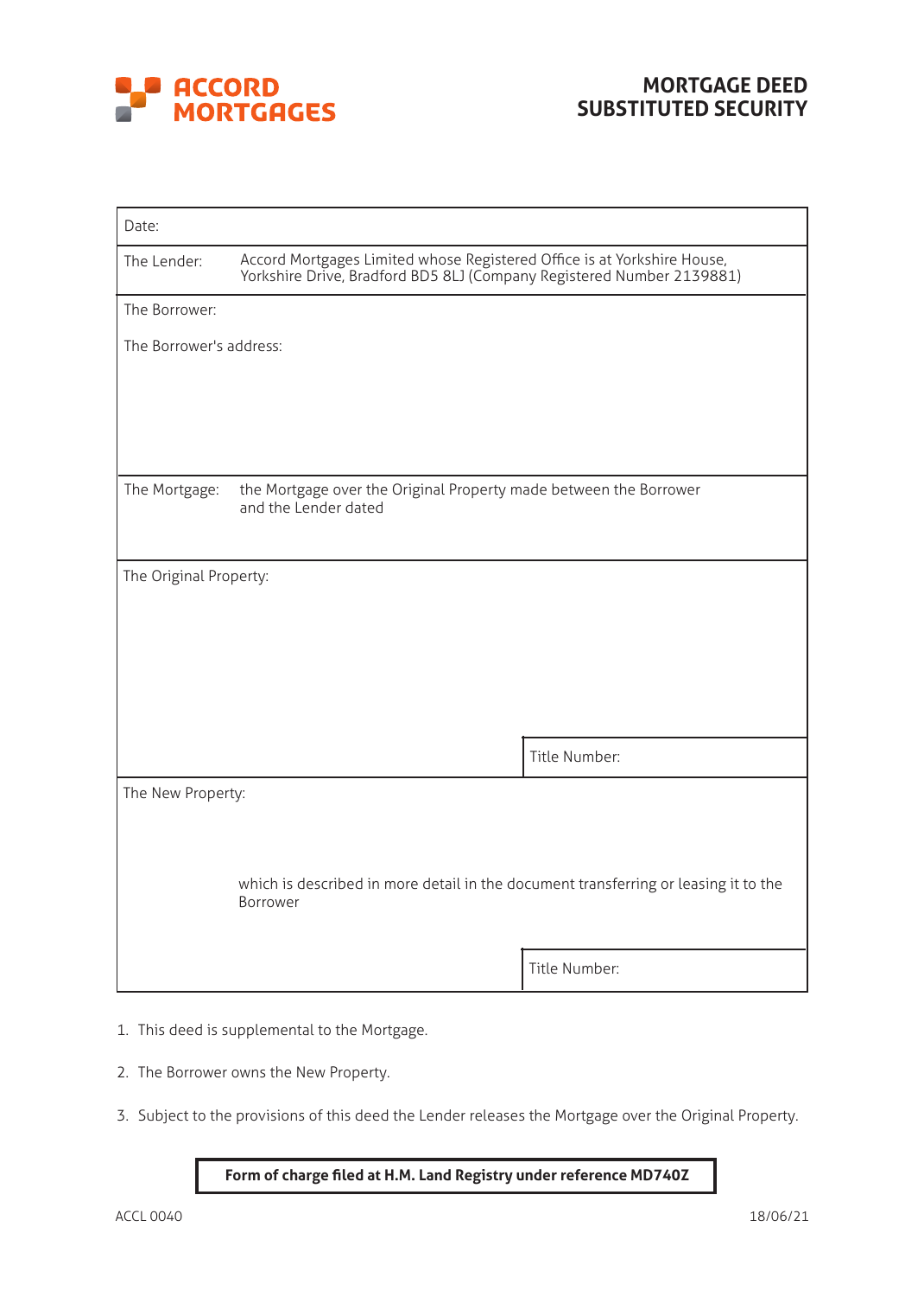ACCORD MORTGAGES

# MORTGAGE DEED SUBSTITUTED SECURITY

| | |
|---|---|
| Date: | |
| The Lender: | Accord Mortgages Limited whose Registered Office is at Yorkshire House, Yorkshire Drive, Bradford BD5 8LJ (Company Registered Number 2139881) |
| The Borrower: | |
| The Borrower's address: | |
| The Mortgage: | the Mortgage over the Original Property made between the Borrower and the Lender dated |
| The Original Property: | Title Number: |
| The New Property: | which is described in more detail in the document transferring or leasing it to the Borrower<br>Title Number: |

1. This deed is supplemental to the Mortgage.
2. The Borrower owns the New Property.
3. Subject to the provisions of this deed the Lender releases the Mortgage over the Original Property.

**Form of charge filed at H.M. Land Registry under reference MD740Z**

ACCL 0040 18/06/21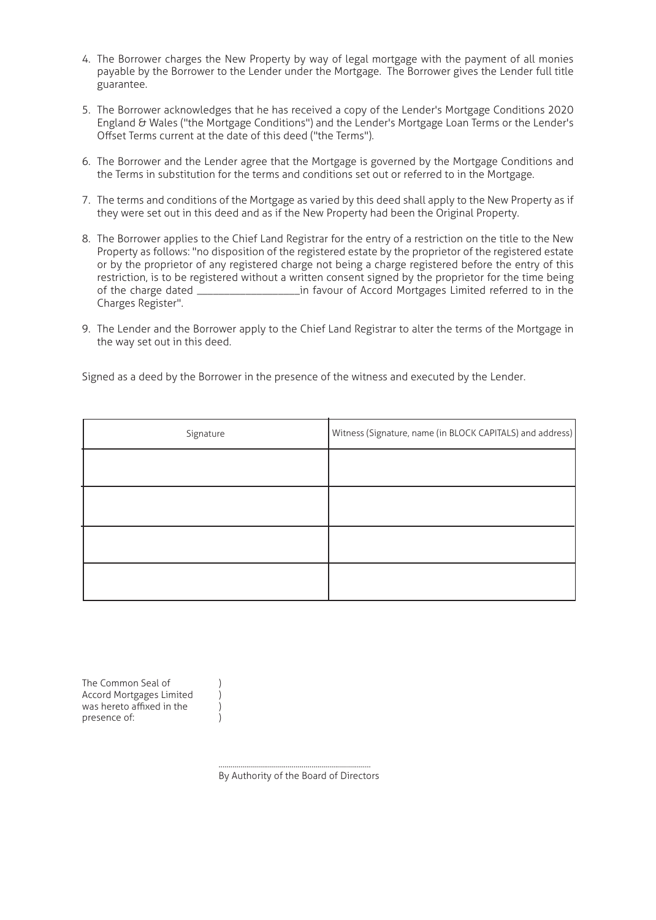4. The Borrower charges the New Property by way of legal mortgage with the payment of all monies payable by the Borrower to the Lender under the Mortgage. The Borrower gives the Lender full title guarantee.

5. The Borrower acknowledges that he has received a copy of the Lender's Mortgage Conditions 2020 England & Wales ("the Mortgage Conditions") and the Lender's Mortgage Loan Terms or the Lender's Offset Terms current at the date of this deed ("the Terms").

6. The Borrower and the Lender agree that the Mortgage is governed by the Mortgage Conditions and the Terms in substitution for the terms and conditions set out or referred to in the Mortgage.

7. The terms and conditions of the Mortgage as varied by this deed shall apply to the New Property as if they were set out in this deed and as if the New Property had been the Original Property.

8. The Borrower applies to the Chief Land Registrar for the entry of a restriction on the title to the New Property as follows: "no disposition of the registered estate by the proprietor of the registered estate or by the proprietor of any registered charge not being a charge registered before the entry of this restriction, is to be registered without a written consent signed by the proprietor for the time being of the charge dated ___________________in favour of Accord Mortgages Limited referred to in the Charges Register".

9. The Lender and the Borrower apply to the Chief Land Registrar to alter the terms of the Mortgage in the way set out in this deed.

Signed as a deed by the Borrower in the presence of the witness and executed by the Lender.

| Signature | Witness (Signature, name (in BLOCK CAPITALS) and address) |
|---|---|
| | |
| | |
| | |
| | |

The Common Seal of )
Accord Mortgages Limited )
was hereto affixed in the )
presence of: )

..............................................................................
By Authority of the Board of Directors